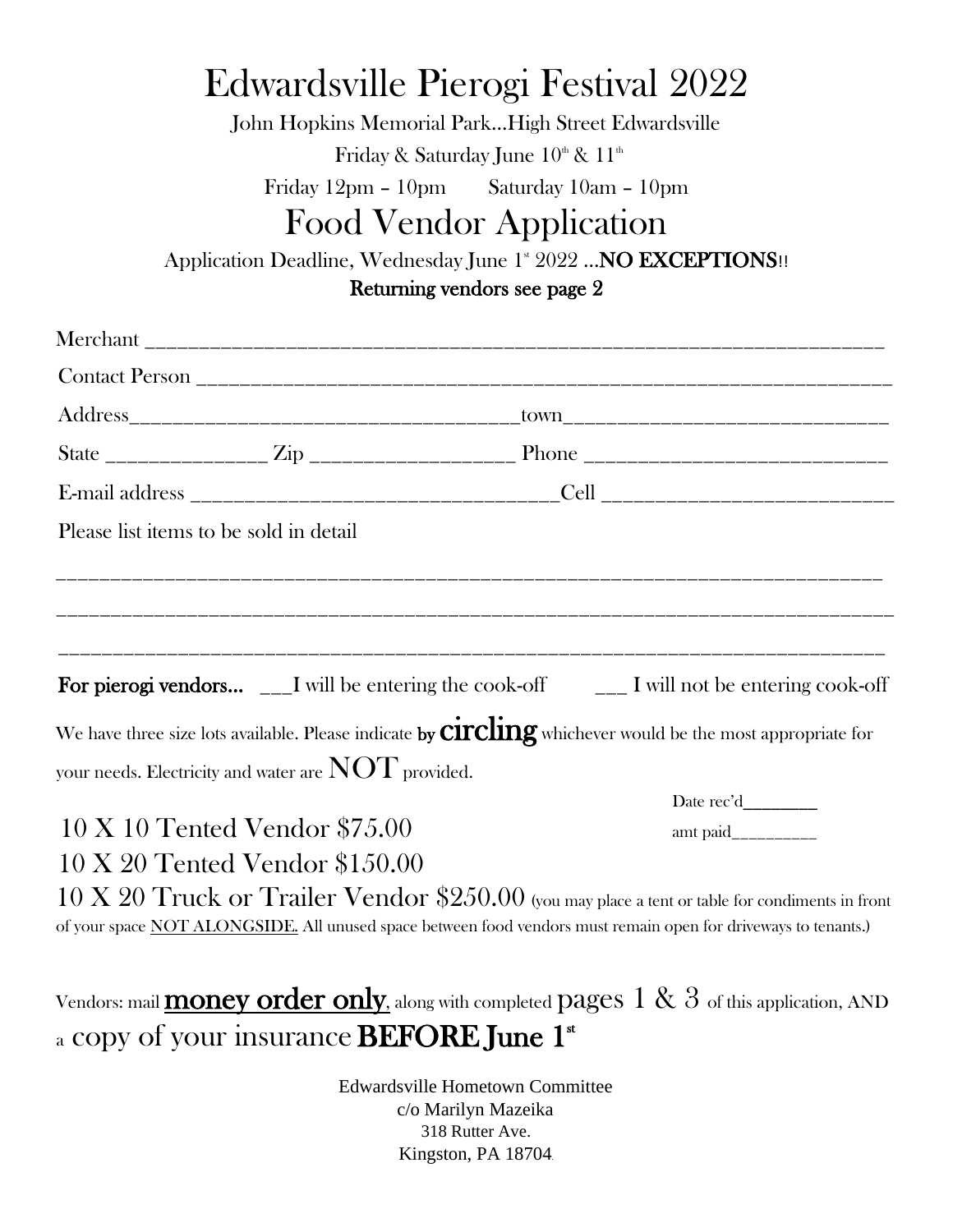# Edwardsville Pierogi Festival 2022

John Hopkins Memorial Park…High Street Edwardsville

Friday & Saturday June 10th & 11th

Friday 12pm – 10pm     Saturday 10am – 10pm

# Food Vendor Application

Application Deadline, Wednesday June 1st 2022 …**NO EXCEPTIONS**!!

**Returning vendors see page 2**

Merchant ___________________________________________________________________

Contact Person ______________________________________________________________

Address_________________________________town______________________________

State ______________ Zip __________________ Phone __________________________

E-mail address _________________________________Cell _________________________

Please list items to be sold in detail

_____________________________________________________________________________

_____________________________________________________________________________

_____________________________________________________________________________

**For pierogi vendors…** ___I will be entering the cook-off ___ I will not be entering cook-off

We have three size lots available. Please indicate **by circling** whichever would be the most appropriate for your needs. Electricity and water are **NOT** provided.

Date rec'd________

amt paid_________

10 X 10 Tented Vendor $75.00

10 X 20 Tented Vendor $150.00

10 X 20 Truck or Trailer Vendor $250.00 (you may place a tent or table for condiments in front of your space NOT ALONGSIDE. All unused space between food vendors must remain open for driveways to tenants.)

Vendors: mail **money order only**, along with completed pages 1 & 3 of this application, AND a copy of your insurance **BEFORE June 1st**

Edwardsville Hometown Committee
c/o Marilyn Mazeika
318 Rutter Ave.
Kingston, PA 18704.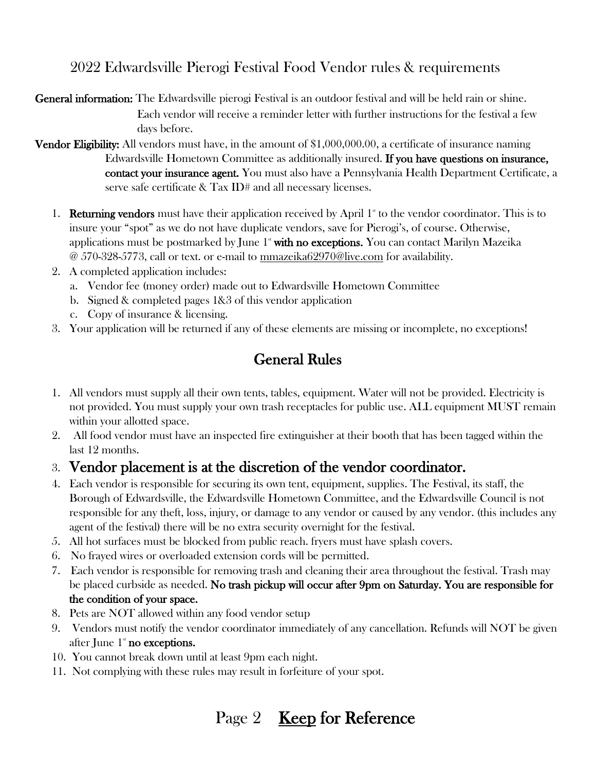# 2022 Edwardsville Pierogi Festival Food Vendor rules & requirements

**General information:** The Edwardsville pierogi Festival is an outdoor festival and will be held rain or shine. Each vendor will receive a reminder letter with further instructions for the festival a few days before.

**Vendor Eligibility:** All vendors must have, in the amount of $1,000,000.00, a certificate of insurance naming Edwardsville Hometown Committee as additionally insured. **If you have questions on insurance, contact your insurance agent.** You must also have a Pennsylvania Health Department Certificate, a serve safe certificate & Tax ID# and all necessary licenses.

1. **Returning vendors** must have their application received by April 1st to the vendor coordinator. This is to insure your "spot" as we do not have duplicate vendors, save for Pierogi's, of course. Otherwise, applications must be postmarked by June 1st **with no exceptions.** You can contact Marilyn Mazeika @ 570-328-5773, call or text. or e-mail to mmazeika62970@live.com for availability.
2. A completed application includes:
   a. Vendor fee (money order) made out to Edwardsville Hometown Committee
   b. Signed & completed pages 1&3 of this vendor application
   c. Copy of insurance & licensing.
3. Your application will be returned if any of these elements are missing or incomplete, no exceptions!

## General Rules

1. All vendors must supply all their own tents, tables, equipment. Water will not be provided. Electricity is not provided. You must supply your own trash receptacles for public use. ALL equipment MUST remain within your allotted space.
2. All food vendor must have an inspected fire extinguisher at their booth that has been tagged within the last 12 months.
3. **Vendor placement is at the discretion of the vendor coordinator.**
4. Each vendor is responsible for securing its own tent, equipment, supplies. The Festival, its staff, the Borough of Edwardsville, the Edwardsville Hometown Committee, and the Edwardsville Council is not responsible for any theft, loss, injury, or damage to any vendor or caused by any vendor. (this includes any agent of the festival) there will be no extra security overnight for the festival.
5. All hot surfaces must be blocked from public reach. fryers must have splash covers.
6. No frayed wires or overloaded extension cords will be permitted.
7. Each vendor is responsible for removing trash and cleaning their area throughout the festival. Trash may be placed curbside as needed. **No trash pickup will occur after 9pm on Saturday. You are responsible for the condition of your space.**
8. Pets are NOT allowed within any food vendor setup
9. Vendors must notify the vendor coordinator immediately of any cancellation. Refunds will NOT be given after June 1st **no exceptions.**
10. You cannot break down until at least 9pm each night.
11. Not complying with these rules may result in forfeiture of your spot.

Page 2 <u>Keep</u> for Reference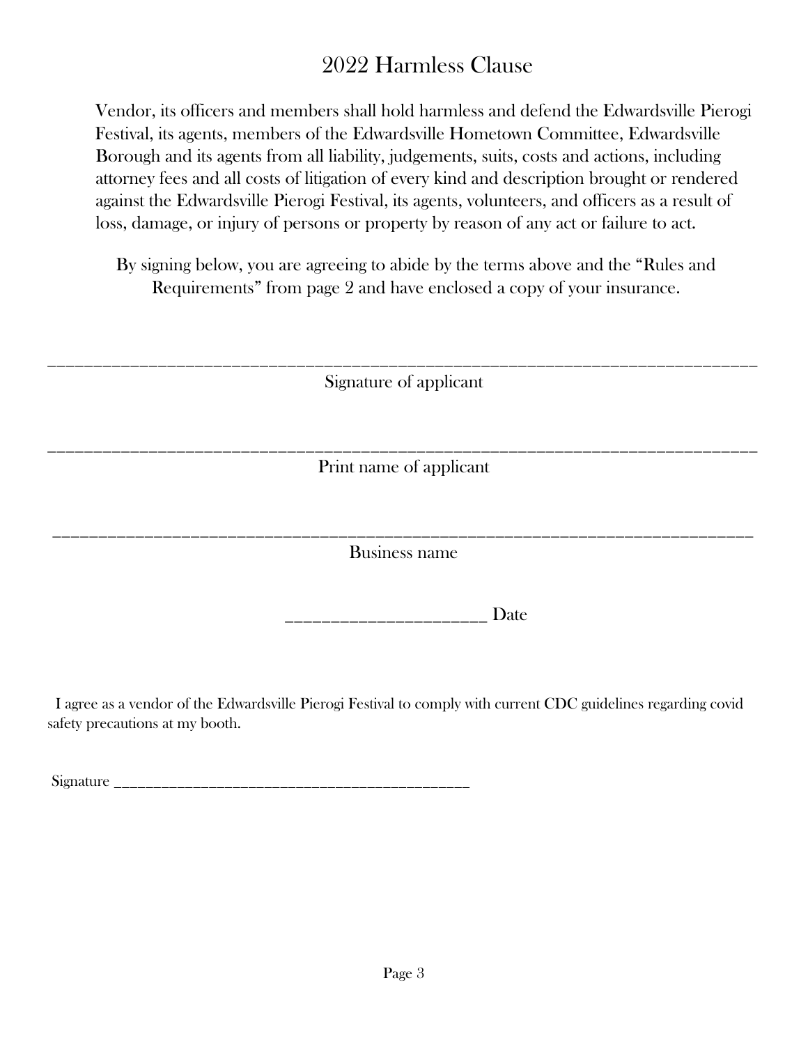# 2022 Harmless Clause

Vendor, its officers and members shall hold harmless and defend the Edwardsville Pierogi Festival, its agents, members of the Edwardsville Hometown Committee, Edwardsville Borough and its agents from all liability, judgements, suits, costs and actions, including attorney fees and all costs of litigation of every kind and description brought or rendered against the Edwardsville Pierogi Festival, its agents, volunteers, and officers as a result of loss, damage, or injury of persons or property by reason of any act or failure to act.

By signing below, you are agreeing to abide by the terms above and the "Rules and Requirements" from page 2 and have enclosed a copy of your insurance.

_______________________________________________________________________________

Signature of applicant

_______________________________________________________________________________

Print name of applicant

_______________________________________________________________________________

Business name

______________________ Date

I agree as a vendor of the Edwardsville Pierogi Festival to comply with current CDC guidelines regarding covid safety precautions at my booth.

Signature _____________________________________________